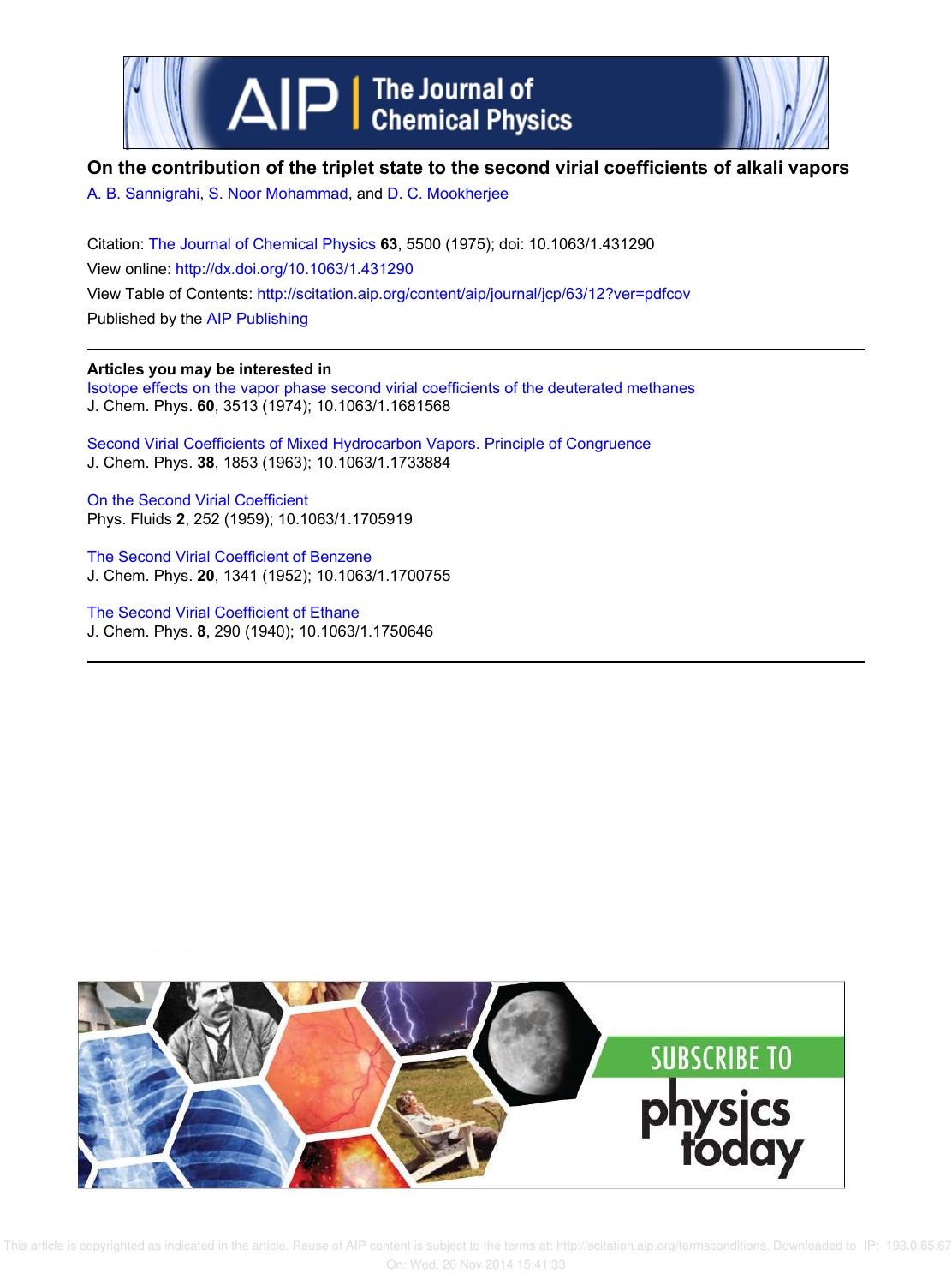# On the contribution of the triplet state to the second virial coefficients of alkali vapors

A. B. Sannigrahi, S. Noor Mohammad, and D. C. Mookherjee

Citation: The Journal of Chemical Physics **63**, 5500 (1975); doi: 10.1063/1.431290

View online: http://dx.doi.org/10.1063/1.431290

View Table of Contents: http://scitation.aip.org/content/aip/journal/jcp/63/12?ver=pdfcov

Published by the AIP Publishing

**Articles you may be interested in**

Isotope effects on the vapor phase second virial coefficients of the deuterated methanes
J. Chem. Phys. **60**, 3513 (1974); 10.1063/1.1681568

Second Virial Coefficients of Mixed Hydrocarbon Vapors. Principle of Congruence
J. Chem. Phys. **38**, 1853 (1963); 10.1063/1.1733884

On the Second Virial Coefficient
Phys. Fluids **2**, 252 (1959); 10.1063/1.1705919

The Second Virial Coefficient of Benzene
J. Chem. Phys. **20**, 1341 (1952); 10.1063/1.1700755

The Second Virial Coefficient of Ethane
J. Chem. Phys. **8**, 290 (1940); 10.1063/1.1750646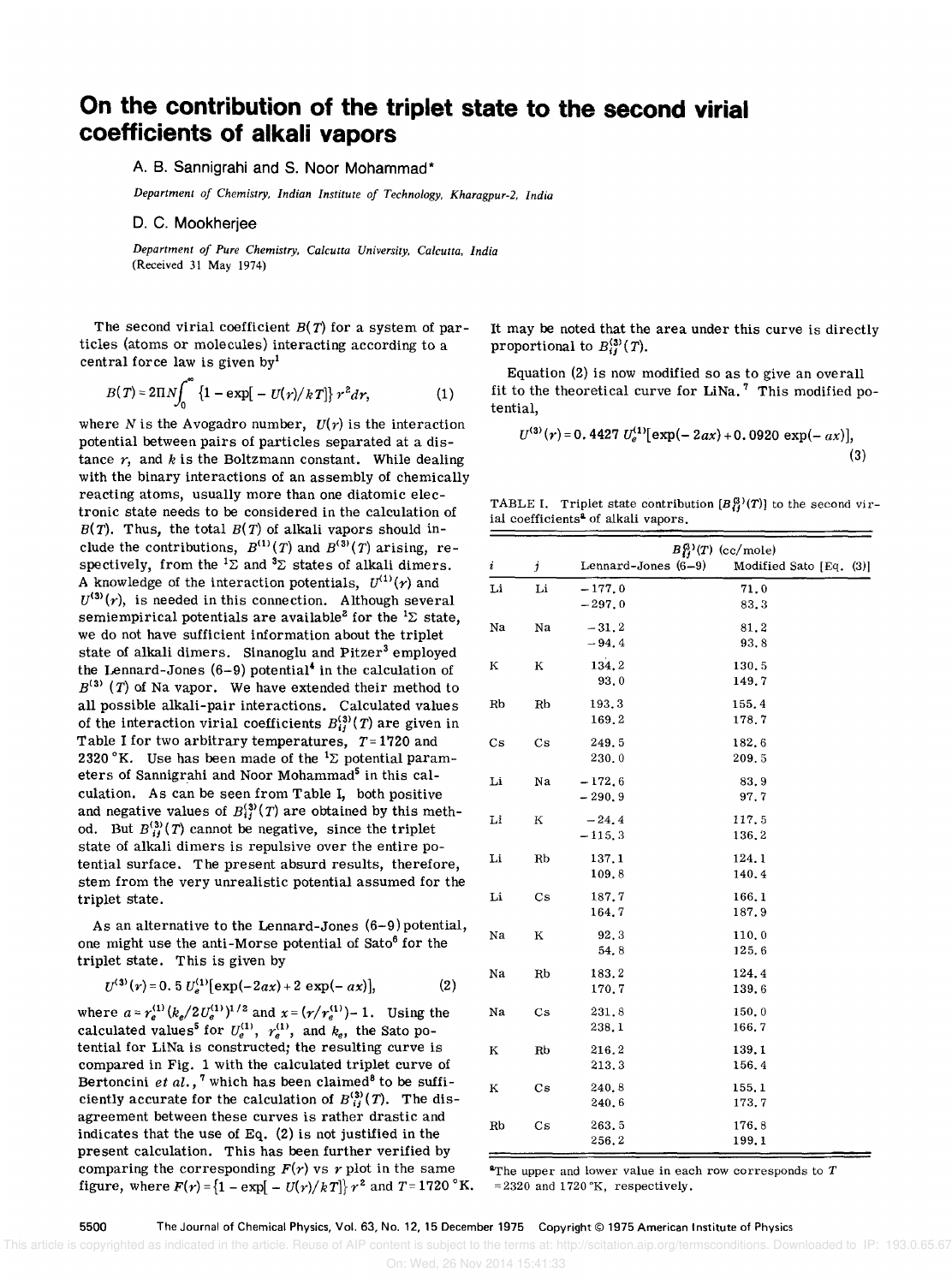# On the contribution of the triplet state to the second virial coefficients of alkali vapors

A. B. Sannigrahi and S. Noor Mohammad*

*Department of Chemistry, Indian Institute of Technology, Kharagpur-2, India*

D. C. Mookherjee

*Department of Pure Chemistry, Calcutta University, Calcutta, India*
(Received 31 May 1974)

The second virial coefficient $B(T)$ for a system of particles (atoms or molecules) interacting according to a central force law is given by[1]

$$B(T) = 2\Pi N \int_0^\infty \{1 - \exp[-U(r)/kT]\} r^2 dr, \tag{1}$$

where $N$ is the Avogadro number, $U(r)$ is the interaction potential between pairs of particles separated at a distance $r$, and $k$ is the Boltzmann constant. While dealing with the binary interactions of an assembly of chemically reacting atoms, usually more than one diatomic electronic state needs to be considered in the calculation of $B(T)$. Thus, the total $B(T)$ of alkali vapors should include the contributions, $B^{(1)}(T)$ and $B^{(3)}(T)$ arising, respectively, from the $^1\Sigma$ and $^3\Sigma$ states of alkali dimers. A knowledge of the interaction potentials, $U^{(1)}(r)$ and $U^{(3)}(r)$, is needed in this connection. Although several semiempirical potentials are available[2] for the $^1\Sigma$ state, we do not have sufficient information about the triplet state of alkali dimers. Sinanoglu and Pitzer[3] employed the Lennard-Jones (6–9) potential[4] in the calculation of $B^{(3)}(T)$ of Na vapor. We have extended their method to all possible alkali-pair interactions. Calculated values of the interaction virial coefficients $B_{ij}^{(3)}(T)$ are given in Table I for two arbitrary temperatures, $T = 1720$ and 2320 °K. Use has been made of the $^1\Sigma$ potential parameters of Sannigrahi and Noor Mohammad[5] in this calculation. As can be seen from Table I, both positive and negative values of $B_{ij}^{(3)}(T)$ are obtained by this method. But $B_{ij}^{(3)}(T)$ cannot be negative, since the triplet state of alkali dimers is repulsive over the entire potential surface. The present absurd results, therefore, stem from the very unrealistic potential assumed for the triplet state.

As an alternative to the Lennard-Jones (6–9) potential, one might use the anti-Morse potential of Sato[6] for the triplet state. This is given by

$$U^{(3)}(r) = 0.5\, U_e^{(1)}[\exp(-2ax) + 2\exp(-ax)], \tag{2}$$

where $a = r_e^{(1)}(k_e/2U_e^{(1)})^{1/2}$ and $x = (r/r_e^{(1)}) - 1$. Using the calculated values[5] for $U_e^{(1)}$, $r_e^{(1)}$, and $k_e$, the Sato potential for LiNa is constructed; the resulting curve is compared in Fig. 1 with the calculated triplet curve of Bertoncini *et al.*,[7] which has been claimed[8] to be sufficiently accurate for the calculation of $B_{ij}^{(3)}(T)$. The disagreement between these curves is rather drastic and indicates that the use of Eq. (2) is not justified in the present calculation. This has been further verified by comparing the corresponding $F(r)$ vs $r$ plot in the same figure, where $F(r) = \{1 - \exp[-U(r)/kT]\} r^2$ and $T = 1720$ °K. It may be noted that the area under this curve is directly proportional to $B_{ij}^{(3)}(T)$.

Equation (2) is now modified so as to give an overall fit to the theoretical curve for LiNa.[7] This modified potential,

$$U^{(3)}(r) = 0.4427\, U_e^{(1)}[\exp(-2ax) + 0.0920\exp(-ax)], \tag{3}$$

TABLE I. Triplet state contribution $[B_{ij}^{(3)}(T)]$ to the second virial coefficients[a] of alkali vapors.

| $i$ | $j$ | $B_{ij}^{(3)}(T)$ (cc/mole) Lennard-Jones (6–9) | Modified Sato [Eq. (3)] |
|---|---|---|---|
| Li | Li | −177.0 | 71.0 |
| | | −297.0 | 83.3 |
| Na | Na | −31.2 | 81.2 |
| | | −94.4 | 93.8 |
| K | K | 134.2 | 130.5 |
| | | 93.0 | 149.7 |
| Rb | Rb | 193.3 | 155.4 |
| | | 169.2 | 178.7 |
| Cs | Cs | 249.5 | 182.6 |
| | | 230.0 | 209.5 |
| Li | Na | −172.6 | 83.9 |
| | | −290.9 | 97.7 |
| Li | K | −24.4 | 117.5 |
| | | −115.3 | 136.2 |
| Li | Rb | 137.1 | 124.1 |
| | | 109.8 | 140.4 |
| Li | Cs | 187.7 | 166.1 |
| | | 164.7 | 187.9 |
| Na | K | 92.3 | 110.0 |
| | | 54.8 | 125.6 |
| Na | Rb | 183.2 | 124.4 |
| | | 170.7 | 139.6 |
| Na | Cs | 231.8 | 150.0 |
| | | 238.1 | 166.7 |
| K | Rb | 216.2 | 139.1 |
| | | 213.3 | 156.4 |
| K | Cs | 240.8 | 155.1 |
| | | 240.6 | 173.7 |
| Rb | Cs | 263.5 | 176.8 |
| | | 256.2 | 199.1 |

[a]The upper and lower value in each row corresponds to $T = 2320$ and 1720 °K, respectively.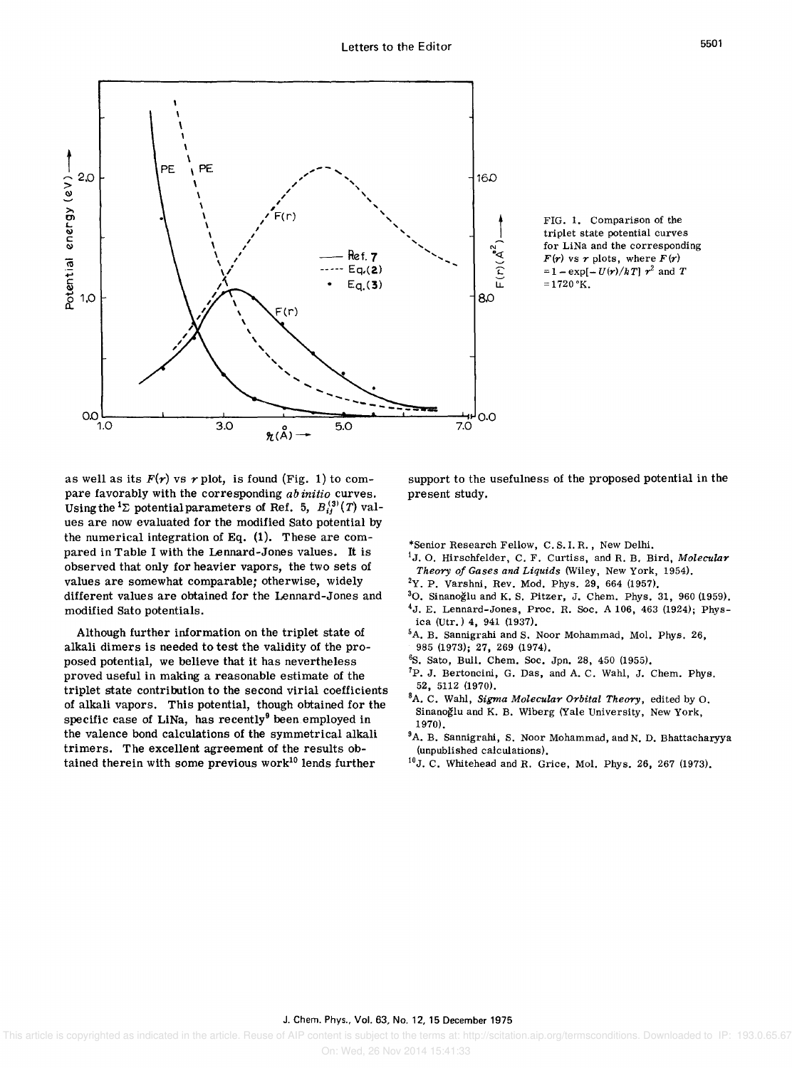Potential energy (eV)

2.0

1.0

0.0

1.0

3.0

5.0

7.0

r (Å)

PE

PE

F(r)

F(r)

Ref. 7

Eq.(2)

Eq.(3)

16.0

8.0

0.0

F(r) (Å$^2$)

FIG. 1. Comparison of the triplet state potential curves for LiNa and the corresponding $F(r)$ vs $r$ plots, where $F(r) = 1 - \exp[-U(r)/kT]\, r^2$ and $T = 1720\,°\mathrm{K}$.

as well as its $F(r)$ vs $r$ plot, is found (Fig. 1) to compare favorably with the corresponding *ab initio* curves. Using the $^1\Sigma$ potential parameters of Ref. 5, $B_{ij}^{(3)}(T)$ values are now evaluated for the modified Sato potential by the numerical integration of Eq. (1). These are compared in Table I with the Lennard-Jones values. It is observed that only for heavier vapors, the two sets of values are somewhat comparable; otherwise, widely different values are obtained for the Lennard-Jones and modified Sato potentials.

Although further information on the triplet state of alkali dimers is needed to test the validity of the proposed potential, we believe that it has nevertheless proved useful in making a reasonable estimate of the triplet state contribution to the second virial coefficients of alkali vapors. This potential, though obtained for the specific case of LiNa, has recently[9] been employed in the valence bond calculations of the symmetrical alkali trimers. The excellent agreement of the results obtained therein with some previous work[10] lends further support to the usefulness of the proposed potential in the present study.

*Senior Research Fellow, C.S.I.R., New Delhi.

[1] J. O. Hirschfelder, C. F. Curtiss, and R. B. Bird, *Molecular Theory of Gases and Liquids* (Wiley, New York, 1954).

[2] Y. P. Varshni, Rev. Mod. Phys. **29**, 664 (1957).

[3] O. Sinanoğlu and K. S. Pitzer, J. Chem. Phys. **31**, 960 (1959).

[4] J. E. Lennard-Jones, Proc. R. Soc. A **106**, 463 (1924); Physica (Utr.) **4**, 941 (1937).

[5] A. B. Sannigrahi and S. Noor Mohammad, Mol. Phys. **26**, 985 (1973); **27**, 269 (1974).

[6] S. Sato, Bull. Chem. Soc. Jpn. **28**, 450 (1955).

[7] P. J. Bertoncini, G. Das, and A. C. Wahl, J. Chem. Phys. **52**, 5112 (1970).

[8] A. C. Wahl, *Sigma Molecular Orbital Theory*, edited by O. Sinanoğlu and K. B. Wiberg (Yale University, New York, 1970).

[9] A. B. Sannigrahi, S. Noor Mohammad, and N. D. Bhattacharyya (unpublished calculations).

[10] J. C. Whitehead and R. Grice, Mol. Phys. **26**, 267 (1973).